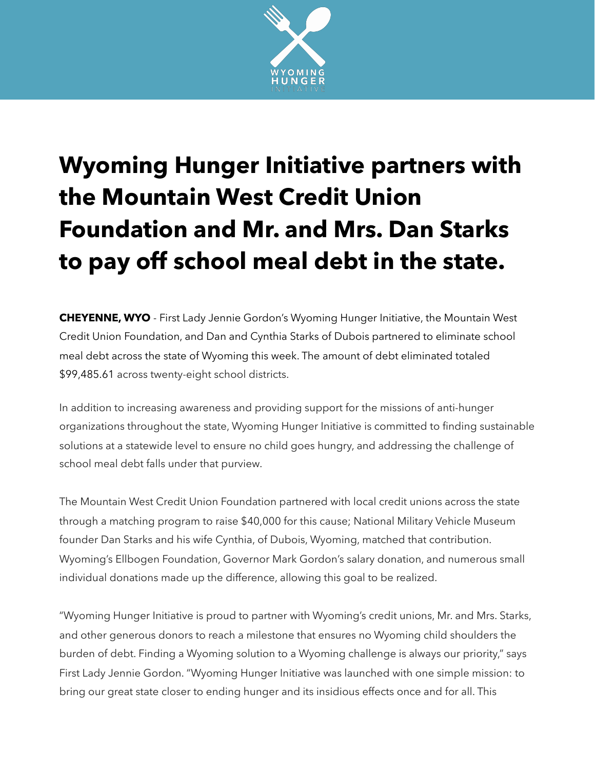# Wyoming Hunger Initiative partners with the Mountain West Credit Union Foundation and Mr. and Mrs. Dan Starks to pay off school meal debt in the state.

**CHEYENNE, WYO** - First Lady Jennie Gordon's Wyoming Hunger Initiative, the Mountain West Credit Union Foundation, and Dan and Cynthia Starks of Dubois partnered to eliminate school meal debt across the state of Wyoming this week. The amount of debt eliminated totaled $99,485.61 across twenty-eight school districts.

In addition to increasing awareness and providing support for the missions of anti-hunger organizations throughout the state, Wyoming Hunger Initiative is committed to finding sustainable solutions at a statewide level to ensure no child goes hungry, and addressing the challenge of school meal debt falls under that purview.

The Mountain West Credit Union Foundation partnered with local credit unions across the state through a matching program to raise $40,000 for this cause; National Military Vehicle Museum founder Dan Starks and his wife Cynthia, of Dubois, Wyoming, matched that contribution. Wyoming's Ellbogen Foundation, Governor Mark Gordon's salary donation, and numerous small individual donations made up the difference, allowing this goal to be realized.

"Wyoming Hunger Initiative is proud to partner with Wyoming's credit unions, Mr. and Mrs. Starks, and other generous donors to reach a milestone that ensures no Wyoming child shoulders the burden of debt. Finding a Wyoming solution to a Wyoming challenge is always our priority," says First Lady Jennie Gordon. "Wyoming Hunger Initiative was launched with one simple mission: to bring our great state closer to ending hunger and its insidious effects once and for all. This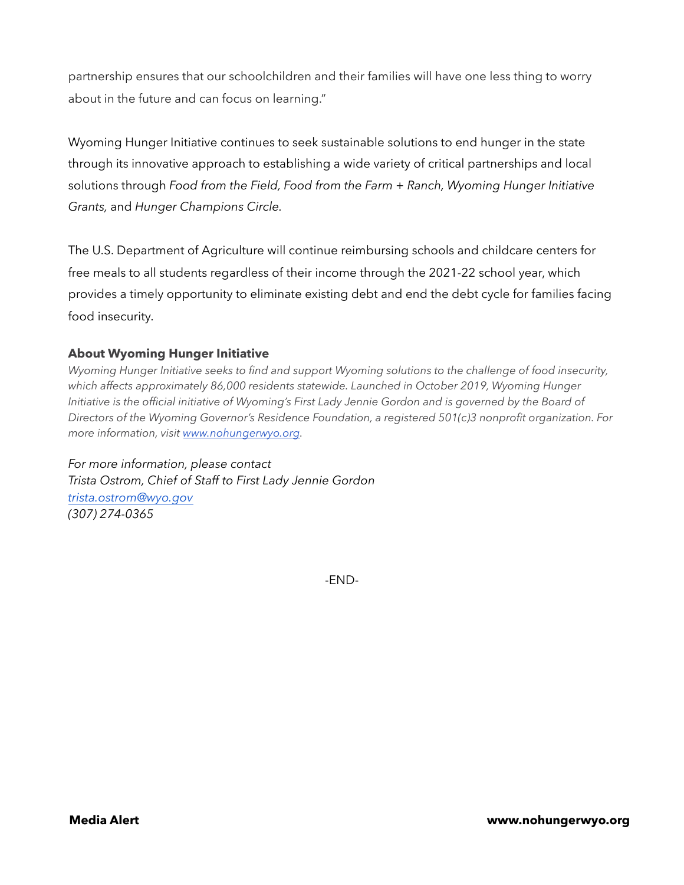partnership ensures that our schoolchildren and their families will have one less thing to worry about in the future and can focus on learning."

Wyoming Hunger Initiative continues to seek sustainable solutions to end hunger in the state through its innovative approach to establishing a wide variety of critical partnerships and local solutions through *Food from the Field, Food from the Farm + Ranch, Wyoming Hunger Initiative Grants,* and *Hunger Champions Circle.*

The U.S. Department of Agriculture will continue reimbursing schools and childcare centers for free meals to all students regardless of their income through the 2021-22 school year, which provides a timely opportunity to eliminate existing debt and end the debt cycle for families facing food insecurity.

**About Wyoming Hunger Initiative**

*Wyoming Hunger Initiative seeks to find and support Wyoming solutions to the challenge of food insecurity, which affects approximately 86,000 residents statewide. Launched in October 2019, Wyoming Hunger Initiative is the official initiative of Wyoming's First Lady Jennie Gordon and is governed by the Board of Directors of the Wyoming Governor's Residence Foundation, a registered 501(c)3 nonprofit organization. For more information, visit [www.nohungerwyo.org](http://www.nohungerwyo.org).*

*For more information, please contact*
*Trista Ostrom, Chief of Staff to First Lady Jennie Gordon*
*[trista.ostrom@wyo.gov](mailto:trista.ostrom@wyo.gov)*
*(307) 274-0365*

-END-